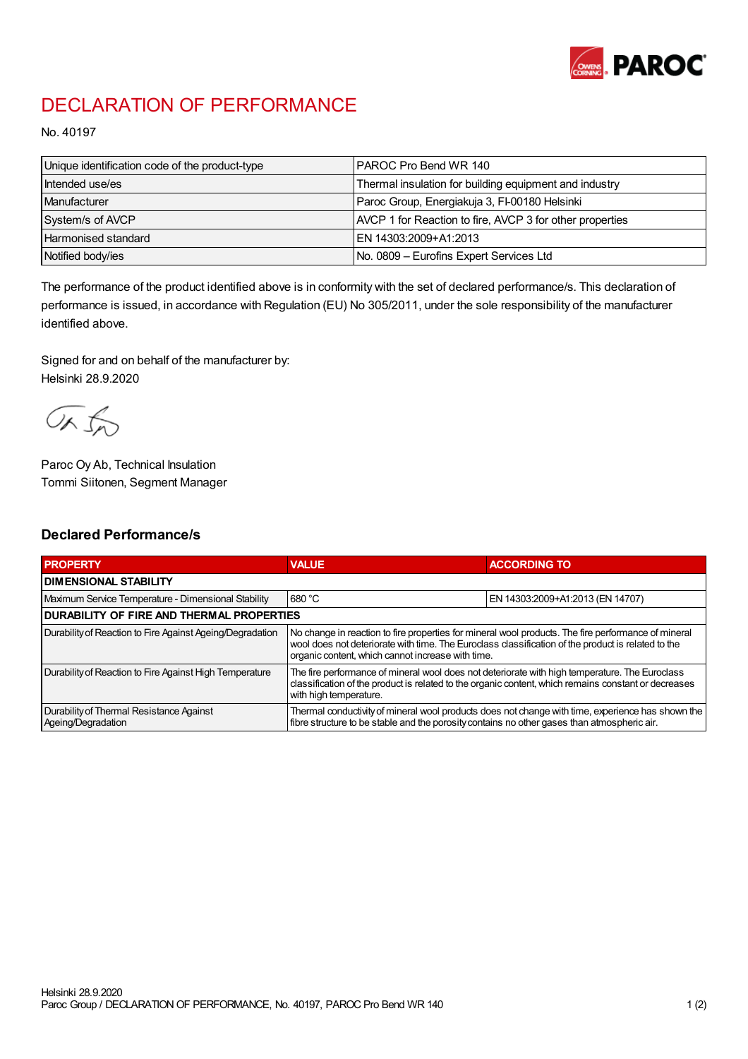# DECLARATION OF PERFORMANCE

No. 40197

| Unique identification code of the product-type | PAROC Pro Bend WR 140 |
|---|---|
| Intended use/es | Thermal insulation for building equipment and industry |
| Manufacturer | Paroc Group, Energiakuja 3, FI-00180 Helsinki |
| System/s of AVCP | AVCP 1 for Reaction to fire, AVCP 3 for other properties |
| Harmonised standard | EN 14303:2009+A1:2013 |
| Notified body/ies | No. 0809 – Eurofins Expert Services Ltd |

The performance of the product identified above is in conformity with the set of declared performance/s. This declaration of performance is issued, in accordance with Regulation (EU) No 305/2011, under the sole responsibility of the manufacturer identified above.

Signed for and on behalf of the manufacturer by:
Helsinki 28.9.2020

Paroc Oy Ab, Technical Insulation
Tommi Siitonen, Segment Manager

## Declared Performance/s

| PROPERTY | VALUE | ACCORDING TO |
|---|---|---|
| **DIMENSIONAL STABILITY** | | |
| Maximum Service Temperature - Dimensional Stability | 680 °C | EN 14303:2009+A1:2013 (EN 14707) |
| **DURABILITY OF FIRE AND THERMAL PROPERTIES** | | |
| Durability of Reaction to Fire Against Ageing/Degradation | No change in reaction to fire properties for mineral wool products. The fire performance of mineral wool does not deteriorate with time. The Euroclass classification of the product is related to the organic content, which cannot increase with time. | |
| Durability of Reaction to Fire Against High Temperature | The fire performance of mineral wool does not deteriorate with high temperature. The Euroclass classification of the product is related to the organic content, which remains constant or decreases with high temperature. | |
| Durability of Thermal Resistance Against Ageing/Degradation | Thermal conductivity of mineral wool products does not change with time, experience has shown the fibre structure to be stable and the porosity contains no other gases than atmospheric air. | |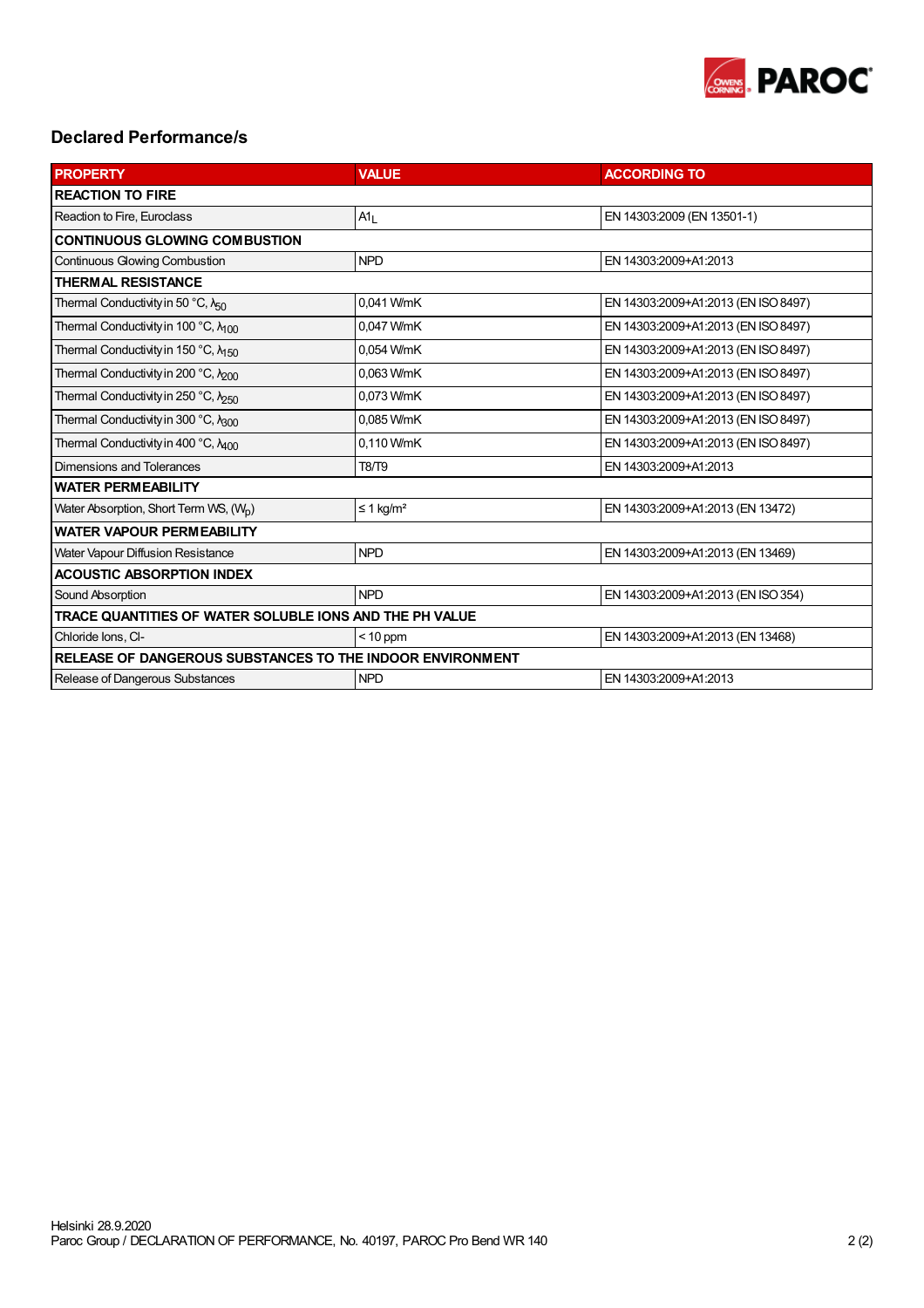## Declared Performance/s

| PROPERTY | VALUE | ACCORDING TO |
|---|---|---|
| **REACTION TO FIRE** | | |
| Reaction to Fire, Euroclass | $A1_L$ | EN 14303:2009 (EN 13501-1) |
| **CONTINUOUS GLOWING COMBUSTION** | | |
| Continuous Glowing Combustion | NPD | EN 14303:2009+A1:2013 |
| **THERMAL RESISTANCE** | | |
| Thermal Conductivity in 50 °C, $\lambda_{50}$ | 0,041 W/mK | EN 14303:2009+A1:2013 (EN ISO 8497) |
| Thermal Conductivity in 100 °C, $\lambda_{100}$ | 0,047 W/mK | EN 14303:2009+A1:2013 (EN ISO 8497) |
| Thermal Conductivity in 150 °C, $\lambda_{150}$ | 0,054 W/mK | EN 14303:2009+A1:2013 (EN ISO 8497) |
| Thermal Conductivity in 200 °C, $\lambda_{200}$ | 0,063 W/mK | EN 14303:2009+A1:2013 (EN ISO 8497) |
| Thermal Conductivity in 250 °C, $\lambda_{250}$ | 0,073 W/mK | EN 14303:2009+A1:2013 (EN ISO 8497) |
| Thermal Conductivity in 300 °C, $\lambda_{300}$ | 0,085 W/mK | EN 14303:2009+A1:2013 (EN ISO 8497) |
| Thermal Conductivity in 400 °C, $\lambda_{400}$ | 0,110 W/mK | EN 14303:2009+A1:2013 (EN ISO 8497) |
| Dimensions and Tolerances | T8/T9 | EN 14303:2009+A1:2013 |
| **WATER PERMEABILITY** | | |
| Water Absorption, Short Term WS, ($W_p$) | ≤ 1 kg/m² | EN 14303:2009+A1:2013 (EN 13472) |
| **WATER VAPOUR PERMEABILITY** | | |
| Water Vapour Diffusion Resistance | NPD | EN 14303:2009+A1:2013 (EN 13469) |
| **ACOUSTIC ABSORPTION INDEX** | | |
| Sound Absorption | NPD | EN 14303:2009+A1:2013 (EN ISO 354) |
| **TRACE QUANTITIES OF WATER SOLUBLE IONS AND THE PH VALUE** | | |
| Chloride Ions, Cl- | < 10 ppm | EN 14303:2009+A1:2013 (EN 13468) |
| **RELEASE OF DANGEROUS SUBSTANCES TO THE INDOOR ENVIRONMENT** | | |
| Release of Dangerous Substances | NPD | EN 14303:2009+A1:2013 |

Helsinki 28.9.2020
Paroc Group / DECLARATION OF PERFORMANCE, No. 40197, PAROC Pro Bend WR 140